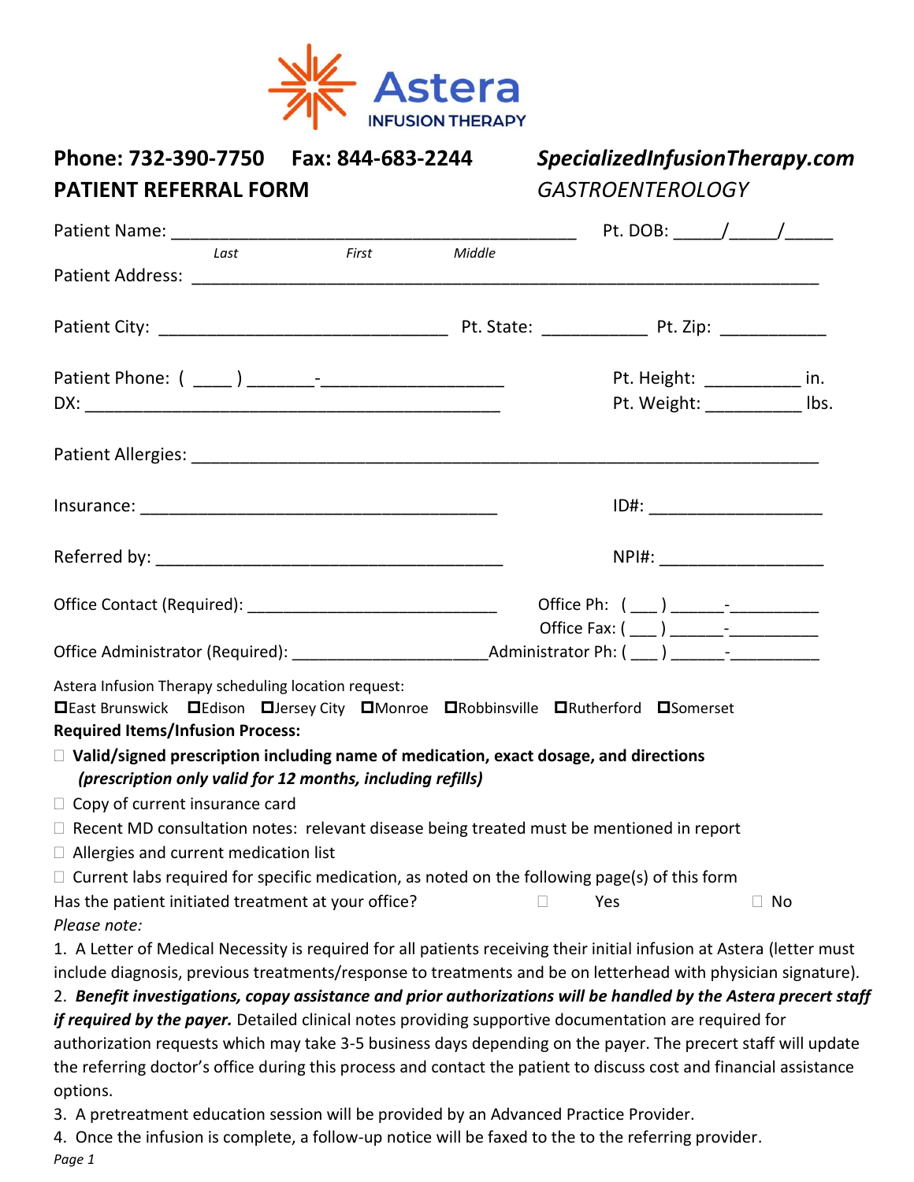Astera
INFUSION THERAPY

**Phone: 732-390-7750  Fax: 844-683-2244**  ***SpecializedInfusionTherapy.com***

**PATIENT REFERRAL FORM**  *GASTROENTEROLOGY*

Patient Name: ___________________________________________ Pt. DOB: _____/_____/_____
*Last* *First* *Middle*

Patient Address: ___________________________________________________________________

Patient City: _______________________________ Pt. State: ___________ Pt. Zip: ___________

Patient Phone: ( ____ ) _______-___________________  Pt. Height: __________ in.

DX: _____________________________________________  Pt. Weight: __________ lbs.

Patient Allergies: ___________________________________________________________________

Insurance: ______________________________________  ID#: __________________

Referred by: ______________________________________  NPI#: _________________

Office Contact (Required): ___________________________  Office Ph: ( ___ ) ______-__________

Office Fax: ( ___ ) ______-__________

Office Administrator (Required): _____________________Administrator Ph: ( ___ ) ______-__________

Astera Infusion Therapy scheduling location request:

☐East Brunswick ☐Edison ☐Jersey City ☐Monroe ☐Robbinsville ☐Rutherford ☐Somerset

**Required Items/Infusion Process:**

- ☐ **Valid/signed prescription including name of medication, exact dosage, and directions** ***(prescription only valid for 12 months, including refills)***
- ☐ Copy of current insurance card
- ☐ Recent MD consultation notes: relevant disease being treated must be mentioned in report
- ☐ Allergies and current medication list
- ☐ Current labs required for specific medication, as noted on the following page(s) of this form

Has the patient initiated treatment at your office? ☐ Yes ☐ No

*Please note:*

1. A Letter of Medical Necessity is required for all patients receiving their initial infusion at Astera (letter must include diagnosis, previous treatments/response to treatments and be on letterhead with physician signature).
2. ***Benefit investigations, copay assistance and prior authorizations will be handled by the Astera precert staff if required by the payer.*** Detailed clinical notes providing supportive documentation are required for authorization requests which may take 3-5 business days depending on the payer. The precert staff will update the referring doctor's office during this process and contact the patient to discuss cost and financial assistance options.
3. A pretreatment education session will be provided by an Advanced Practice Provider.
4. Once the infusion is complete, a follow-up notice will be faxed to the to the referring provider.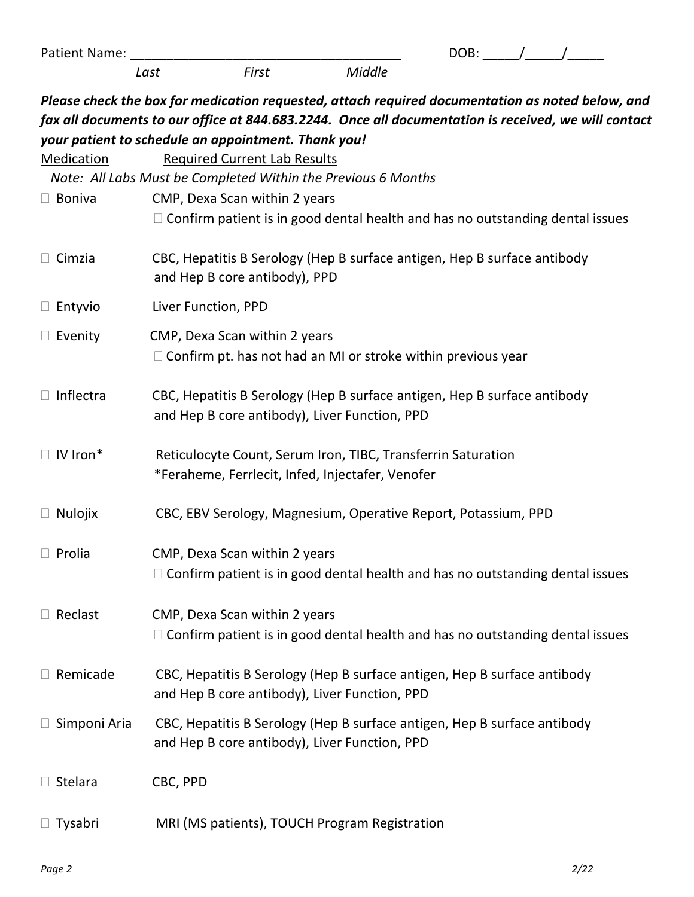Patient Name: \_\_\_\_\_\_\_\_\_\_\_\_\_\_\_\_\_\_\_\_\_\_\_\_\_\_\_\_\_\_\_\_\_\_\_\_\_\_ DOB: \_\_\_\_\_/\_\_\_\_\_/\_\_\_\_\_

*Last First Middle*

***Please check the box for medication requested, attach required documentation as noted below, and fax all documents to our office at 844.683.2244. Once all documentation is received, we will contact your patient to schedule an appointment. Thank you!***

| Medication | Required Current Lab Results |
|---|---|
| | *Note: All Labs Must be Completed Within the Previous 6 Months* |
| ☐ Boniva | CMP, Dexa Scan within 2 years<br>☐ Confirm patient is in good dental health and has no outstanding dental issues |
| ☐ Cimzia | CBC, Hepatitis B Serology (Hep B surface antigen, Hep B surface antibody and Hep B core antibody), PPD |
| ☐ Entyvio | Liver Function, PPD |
| ☐ Evenity | CMP, Dexa Scan within 2 years<br>☐ Confirm pt. has not had an MI or stroke within previous year |
| ☐ Inflectra | CBC, Hepatitis B Serology (Hep B surface antigen, Hep B surface antibody and Hep B core antibody), Liver Function, PPD |
| ☐ IV Iron* | Reticulocyte Count, Serum Iron, TIBC, Transferrin Saturation<br>*Feraheme, Ferrlecit, Infed, Injectafer, Venofer |
| ☐ Nulojix | CBC, EBV Serology, Magnesium, Operative Report, Potassium, PPD |
| ☐ Prolia | CMP, Dexa Scan within 2 years<br>☐ Confirm patient is in good dental health and has no outstanding dental issues |
| ☐ Reclast | CMP, Dexa Scan within 2 years<br>☐ Confirm patient is in good dental health and has no outstanding dental issues |
| ☐ Remicade | CBC, Hepatitis B Serology (Hep B surface antigen, Hep B surface antibody and Hep B core antibody), Liver Function, PPD |
| ☐ Simponi Aria | CBC, Hepatitis B Serology (Hep B surface antigen, Hep B surface antibody and Hep B core antibody), Liver Function, PPD |
| ☐ Stelara | CBC, PPD |
| ☐ Tysabri | MRI (MS patients), TOUCH Program Registration |

*2/22*